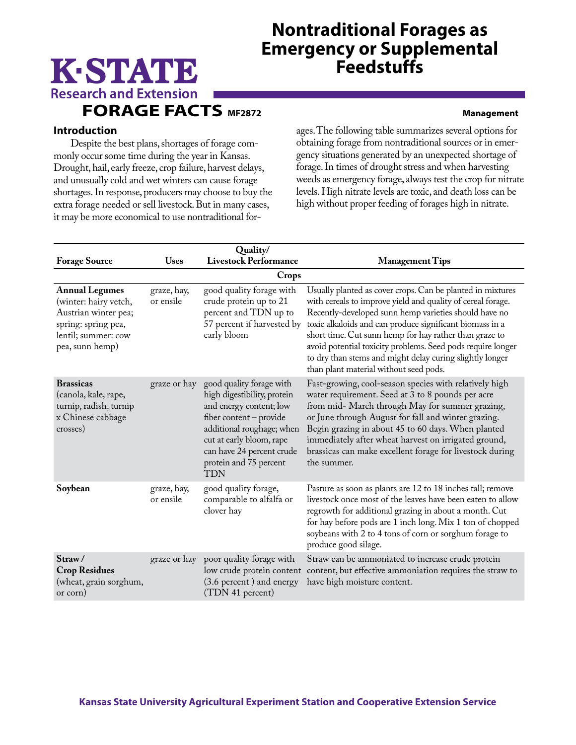# Nontraditional Forages as Emergency or Supplemental Feedstuffs

K-STATE Research and Extension

**FORAGE FACTS** MF2872

**Management**

## Introduction

Despite the best plans, shortages of forage commonly occur some time during the year in Kansas. Drought, hail, early freeze, crop failure, harvest delays, and unusually cold and wet winters can cause forage shortages. In response, producers may choose to buy the extra forage needed or sell livestock. But in many cases, it may be more economical to use nontraditional forages. The following table summarizes several options for obtaining forage from nontraditional sources or in emergency situations generated by an unexpected shortage of forage. In times of drought stress and when harvesting weeds as emergency forage, always test the crop for nitrate levels. High nitrate levels are toxic, and death loss can be high without proper feeding of forages high in nitrate.

| Forage Source | Uses | Quality/ Livestock Performance | Management Tips |
| --- | --- | --- | --- |
| **Crops** | | | |
| **Annual Legumes** (winter: hairy vetch, Austrian winter pea; spring: spring pea, lentil; summer: cow pea, sunn hemp) | graze, hay, or ensile | good quality forage with crude protein up to 21 percent and TDN up to 57 percent if harvested by early bloom | Usually planted as cover crops. Can be planted in mixtures with cereals to improve yield and quality of cereal forage. Recently-developed sunn hemp varieties should have no toxic alkaloids and can produce significant biomass in a short time. Cut sunn hemp for hay rather than graze to avoid potential toxicity problems. Seed pods require longer to dry than stems and might delay curing slightly longer than plant material without seed pods. |
| **Brassicas** (canola, kale, rape, turnip, radish, turnip x Chinese cabbage crosses) | graze or hay | good quality forage with high digestibility, protein and energy content; low fiber content – provide additional roughage; when cut at early bloom, rape can have 24 percent crude protein and 75 percent TDN | Fast-growing, cool-season species with relatively high water requirement. Seed at 3 to 8 pounds per acre from mid- March through May for summer grazing, or June through August for fall and winter grazing. Begin grazing in about 45 to 60 days. When planted immediately after wheat harvest on irrigated ground, brassicas can make excellent forage for livestock during the summer. |
| **Soybean** | graze, hay, or ensile | good quality forage, comparable to alfalfa or clover hay | Pasture as soon as plants are 12 to 18 inches tall; remove livestock once most of the leaves have been eaten to allow regrowth for additional grazing in about a month. Cut for hay before pods are 1 inch long. Mix 1 ton of chopped soybeans with 2 to 4 tons of corn or sorghum forage to produce good silage. |
| **Straw / Crop Residues** (wheat, grain sorghum, or corn) | graze or hay | poor quality forage with low crude protein content (3.6 percent ) and energy (TDN 41 percent) | Straw can be ammoniated to increase crude protein content, but effective ammoniation requires the straw to have high moisture content. |

Kansas State University Agricultural Experiment Station and Cooperative Extension Service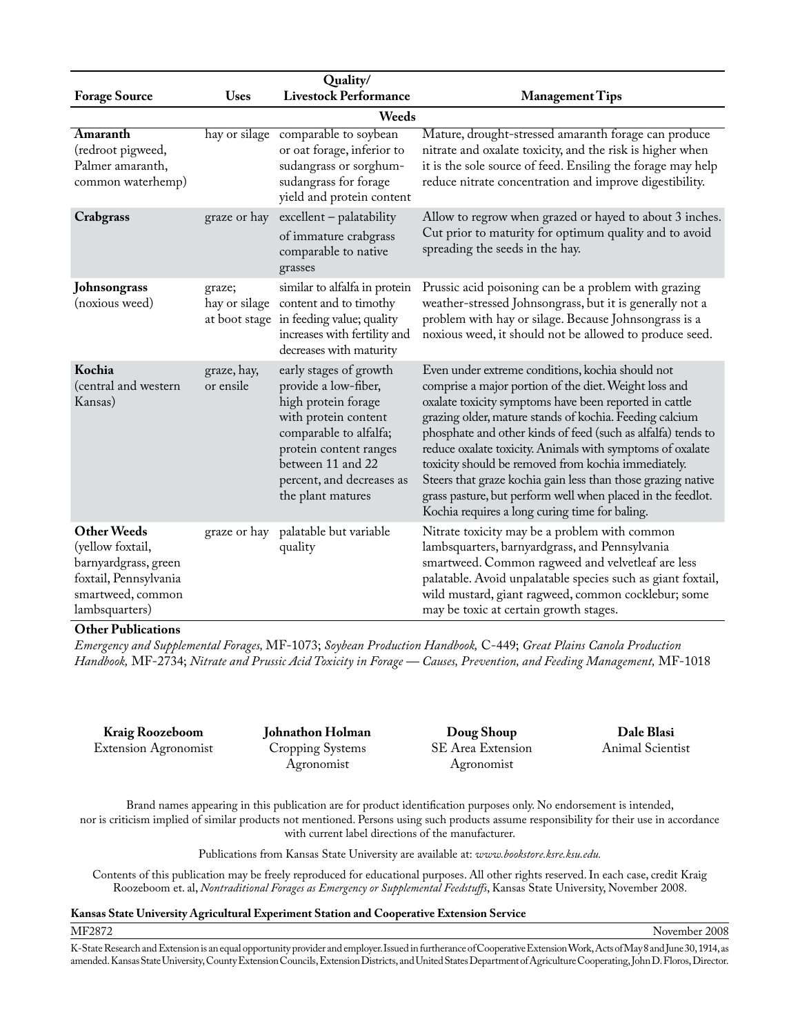| Forage Source | Uses | Quality/ Livestock Performance | Management Tips |
|---|---|---|---|
| **Weeds** | | | |
| **Amaranth** (redroot pigweed, Palmer amaranth, common waterhemp) | hay or silage | comparable to soybean or oat forage, inferior to sudangrass or sorghum-sudangrass for forage yield and protein content | Mature, drought-stressed amaranth forage can produce nitrate and oxalate toxicity, and the risk is higher when it is the sole source of feed. Ensiling the forage may help reduce nitrate concentration and improve digestibility. |
| **Crabgrass** | graze or hay | excellent – palatability of immature crabgrass comparable to native grasses | Allow to regrow when grazed or hayed to about 3 inches. Cut prior to maturity for optimum quality and to avoid spreading the seeds in the hay. |
| **Johnsongrass** (noxious weed) | graze; hay or silage at boot stage | similar to alfalfa in protein content and to timothy in feeding value; quality increases with fertility and decreases with maturity | Prussic acid poisoning can be a problem with grazing weather-stressed Johnsongrass, but it is generally not a problem with hay or silage. Because Johnsongrass is a noxious weed, it should not be allowed to produce seed. |
| **Kochia** (central and western Kansas) | graze, hay, or ensile | early stages of growth provide a low-fiber, high protein forage with protein content comparable to alfalfa; protein content ranges between 11 and 22 percent, and decreases as the plant matures | Even under extreme conditions, kochia should not comprise a major portion of the diet. Weight loss and oxalate toxicity symptoms have been reported in cattle grazing older, mature stands of kochia. Feeding calcium phosphate and other kinds of feed (such as alfalfa) tends to reduce oxalate toxicity. Animals with symptoms of oxalate toxicity should be removed from kochia immediately. Steers that graze kochia gain less than those grazing native grass pasture, but perform well when placed in the feedlot. Kochia requires a long curing time for baling. |
| **Other Weeds** (yellow foxtail, barnyardgrass, green foxtail, Pennsylvania smartweed, common lambsquarters) | graze or hay | palatable but variable quality | Nitrate toxicity may be a problem with common lambsquarters, barnyardgrass, and Pennsylvania smartweed. Common ragweed and velvetleaf are less palatable. Avoid unpalatable species such as giant foxtail, wild mustard, giant ragweed, common cocklebur; some may be toxic at certain growth stages. |

**Other Publications**

*Emergency and Supplemental Forages,* MF-1073; *Soybean Production Handbook,* C-449; *Great Plains Canola Production Handbook,* MF-2734; *Nitrate and Prussic Acid Toxicity in Forage — Causes, Prevention, and Feeding Management,* MF-1018

**Kraig Roozeboom**
Extension Agronomist

**Johnathon Holman**
Cropping Systems Agronomist

**Doug Shoup**
SE Area Extension Agronomist

**Dale Blasi**
Animal Scientist

Brand names appearing in this publication are for product identification purposes only. No endorsement is intended, nor is criticism implied of similar products not mentioned. Persons using such products assume responsibility for their use in accordance with current label directions of the manufacturer.

Publications from Kansas State University are available at: *www.bookstore.ksre.ksu.edu.*

Contents of this publication may be freely reproduced for educational purposes. All other rights reserved. In each case, credit Kraig Roozeboom et. al, *Nontraditional Forages as Emergency or Supplemental Feedstuffs*, Kansas State University, November 2008.

**Kansas State University Agricultural Experiment Station and Cooperative Extension Service**

MF2872 November 2008

K-State Research and Extension is an equal opportunity provider and employer. Issued in furtherance of Cooperative Extension Work, Acts of May 8 and June 30, 1914, as amended. Kansas State University, County Extension Councils, Extension Districts, and United States Department of Agriculture Cooperating, John D. Floros, Director.